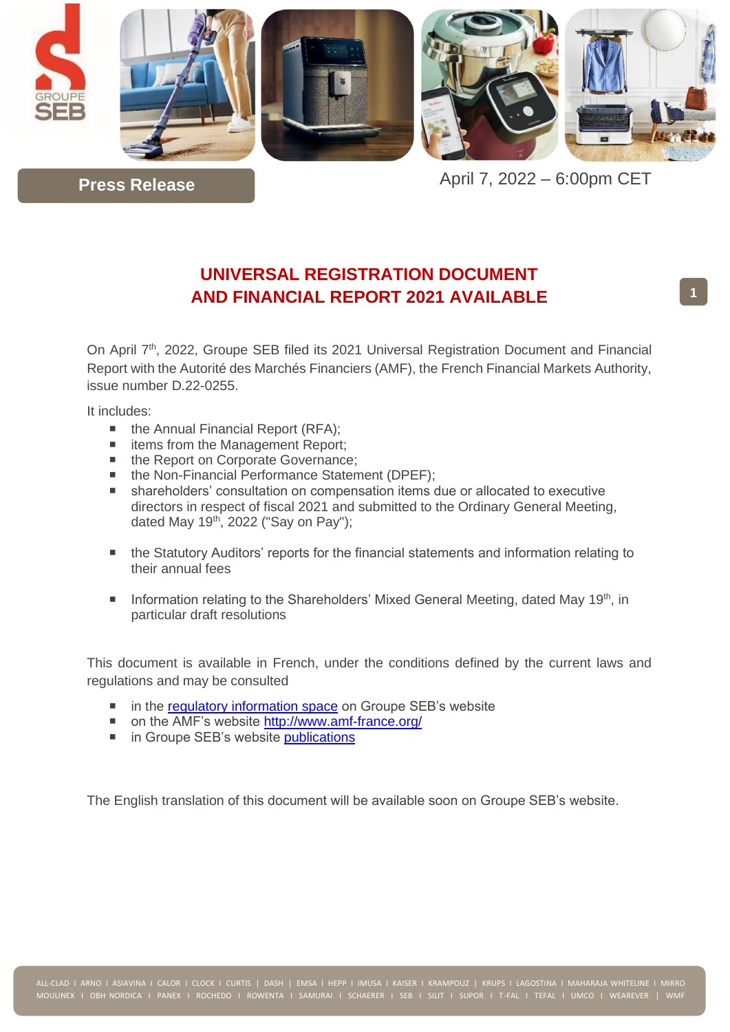**Press Release**

April 7, 2022 – 6:00pm CET

# UNIVERSAL REGISTRATION DOCUMENT AND FINANCIAL REPORT 2021 AVAILABLE

On April 7th, 2022, Groupe SEB filed its 2021 Universal Registration Document and Financial Report with the Autorité des Marchés Financiers (AMF), the French Financial Markets Authority, issue number D.22-0255.

It includes:

- the Annual Financial Report (RFA);
- items from the Management Report;
- the Report on Corporate Governance;
- the Non-Financial Performance Statement (DPEF);
- shareholders' consultation on compensation items due or allocated to executive directors in respect of fiscal 2021 and submitted to the Ordinary General Meeting, dated May 19th, 2022 ("Say on Pay");
- the Statutory Auditors' reports for the financial statements and information relating to their annual fees
- Information relating to the Shareholders' Mixed General Meeting, dated May 19th, in particular draft resolutions

This document is available in French, under the conditions defined by the current laws and regulations and may be consulted

- in the regulatory information space on Groupe SEB's website
- on the AMF's website http://www.amf-france.org/
- in Groupe SEB's website publications

The English translation of this document will be available soon on Groupe SEB's website.

ALL-CLAD I ARNO I ASIAVINA I CALOR I CLOCK I CURTIS I DASH I EMSA I HEPP I IMUSA I KAISER I KRAMPOUZ I KRUPS I LAGOSTINA I MAHARAJA WHITELINE I MIRRO MOULINEX I OBH NORDICA I PANEX I ROCHEDO I ROWENTA I SAMURAI I SCHAERER I SEB I SILIT I SUPOR I T-FAL I TEFAL I UMCO I WEAREVER I WMF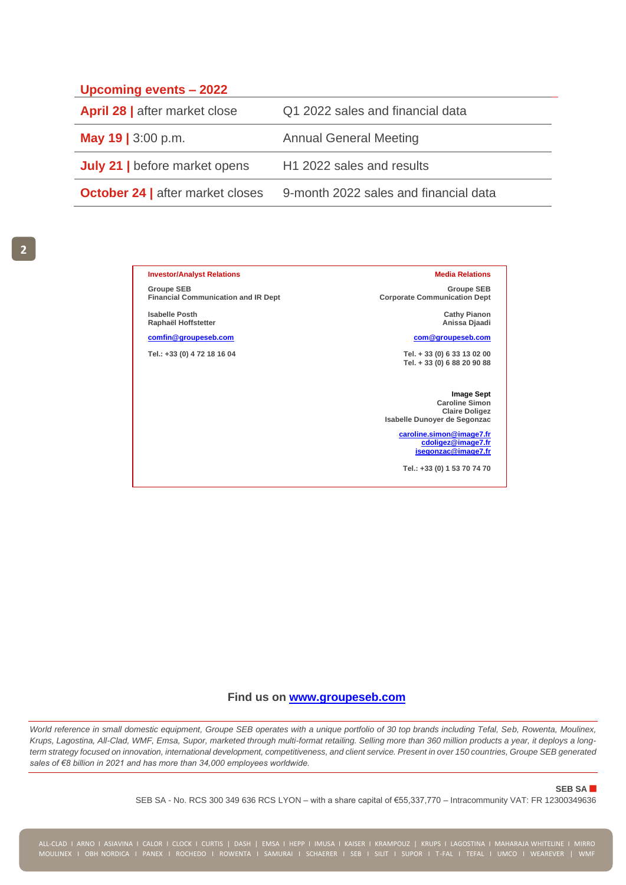## Upcoming events – 2022

| | |
|---|---|
| **April 28 \|** after market close | Q1 2022 sales and financial data |
| **May 19 \|** 3:00 p.m. | Annual General Meeting |
| **July 21 \|** before market opens | H1 2022 sales and results |
| **October 24 \|** after market closes | 9-month 2022 sales and financial data |

**Investor/Analyst Relations**

**Groupe SEB**
**Financial Communication and IR Dept**

**Isabelle Posth**
**Raphaël Hoffstetter**

**comfin@groupeseb.com**

**Tel.: +33 (0) 4 72 18 16 04**

**Media Relations**

**Groupe SEB**
**Corporate Communication Dept**

**Cathy Pianon**
**Anissa Djaadi**

**com@groupeseb.com**

**Tel. + 33 (0) 6 33 13 02 00**
**Tel. + 33 (0) 6 88 20 90 88**

**Image Sept**
**Caroline Simon**
**Claire Doligez**
**Isabelle Dunoyer de Segonzac**

**caroline.simon@image7.fr**
**cdoligez@image7.fr**
**isegonzac@image7.fr**

**Tel.: +33 (0) 1 53 70 74 70**

**Find us on www.groupeseb.com**

*World reference in small domestic equipment, Groupe SEB operates with a unique portfolio of 30 top brands including Tefal, Seb, Rowenta, Moulinex, Krups, Lagostina, All-Clad, WMF, Emsa, Supor, marketed through multi-format retailing. Selling more than 360 million products a year, it deploys a long-term strategy focused on innovation, international development, competitiveness, and client service. Present in over 150 countries, Groupe SEB generated sales of €8 billion in 2021 and has more than 34,000 employees worldwide.*

**SEB SA**

SEB SA - No. RCS 300 349 636 RCS LYON – with a share capital of €55,337,770 – Intracommunity VAT: FR 12300349636

ALL-CLAD I ARNO I ASIAVINA I CALOR I CLOCK I CURTIS | DASH | EMSA I HEPP I IMUSA I KAISER I KRAMPOUZ | KRUPS I LAGOSTINA I MAHARAJA WHITELINE I MIRRO MOULINEX I OBH NORDICA I PANEX I ROCHEDO I ROWENTA I SAMURAI I SCHAERER I SEB I SILIT I SUPOR I T-FAL I TEFAL I UMCO I WEAREVER | WMF